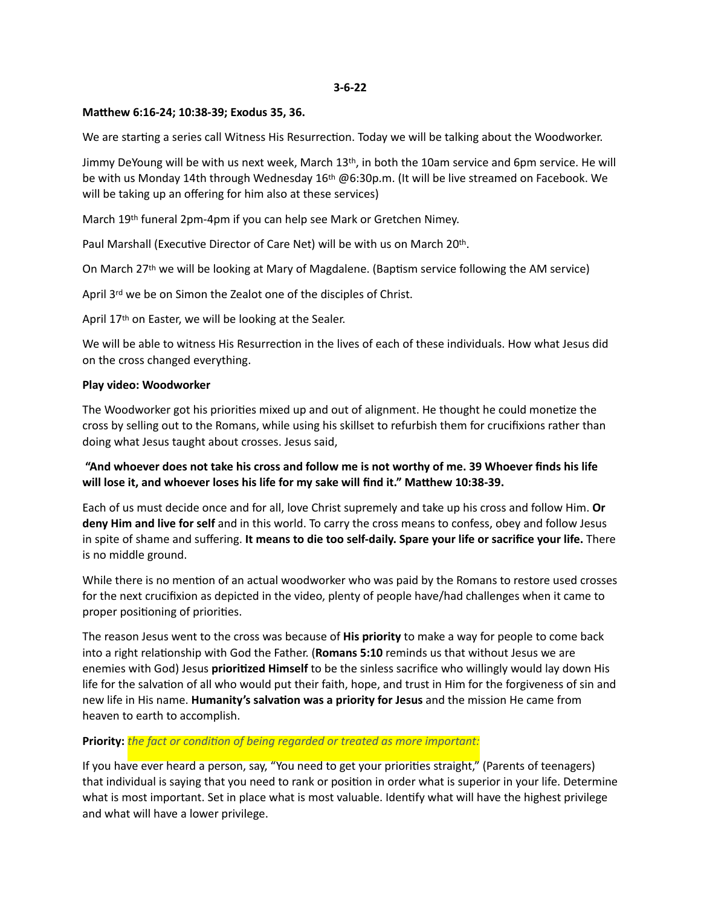**3-6-22**

**Matthew 6:16-24; 10:38-39; Exodus 35, 36.**

We are starting a series call Witness His Resurrection. Today we will be talking about the Woodworker.

Jimmy DeYoung will be with us next week, March 13th, in both the 10am service and 6pm service. He will be with us Monday 14th through Wednesday 16th @6:30p.m. (It will be live streamed on Facebook. We will be taking up an offering for him also at these services)

March 19th funeral 2pm-4pm if you can help see Mark or Gretchen Nimey.

Paul Marshall (Executive Director of Care Net) will be with us on March 20th.

On March 27th we will be looking at Mary of Magdalene. (Baptism service following the AM service)

April 3rd we be on Simon the Zealot one of the disciples of Christ.

April 17th on Easter, we will be looking at the Sealer.

We will be able to witness His Resurrection in the lives of each of these individuals. How what Jesus did on the cross changed everything.

**Play video: Woodworker**

The Woodworker got his priorities mixed up and out of alignment. He thought he could monetize the cross by selling out to the Romans, while using his skillset to refurbish them for crucifixions rather than doing what Jesus taught about crosses. Jesus said,

**"And whoever does not take his cross and follow me is not worthy of me. 39 Whoever finds his life will lose it, and whoever loses his life for my sake will find it." Matthew 10:38-39.**

Each of us must decide once and for all, love Christ supremely and take up his cross and follow Him. **Or deny Him and live for self** and in this world. To carry the cross means to confess, obey and follow Jesus in spite of shame and suffering. **It means to die too self-daily. Spare your life or sacrifice your life.** There is no middle ground.

While there is no mention of an actual woodworker who was paid by the Romans to restore used crosses for the next crucifixion as depicted in the video, plenty of people have/had challenges when it came to proper positioning of priorities.

The reason Jesus went to the cross was because of **His priority** to make a way for people to come back into a right relationship with God the Father. (**Romans 5:10** reminds us that without Jesus we are enemies with God) Jesus **prioritized Himself** to be the sinless sacrifice who willingly would lay down His life for the salvation of all who would put their faith, hope, and trust in Him for the forgiveness of sin and new life in His name. **Humanity's salvation was a priority for Jesus** and the mission He came from heaven to earth to accomplish.

**Priority:** *the fact or condition of being regarded or treated as more important:*

If you have ever heard a person, say, "You need to get your priorities straight," (Parents of teenagers) that individual is saying that you need to rank or position in order what is superior in your life. Determine what is most important. Set in place what is most valuable. Identify what will have the highest privilege and what will have a lower privilege.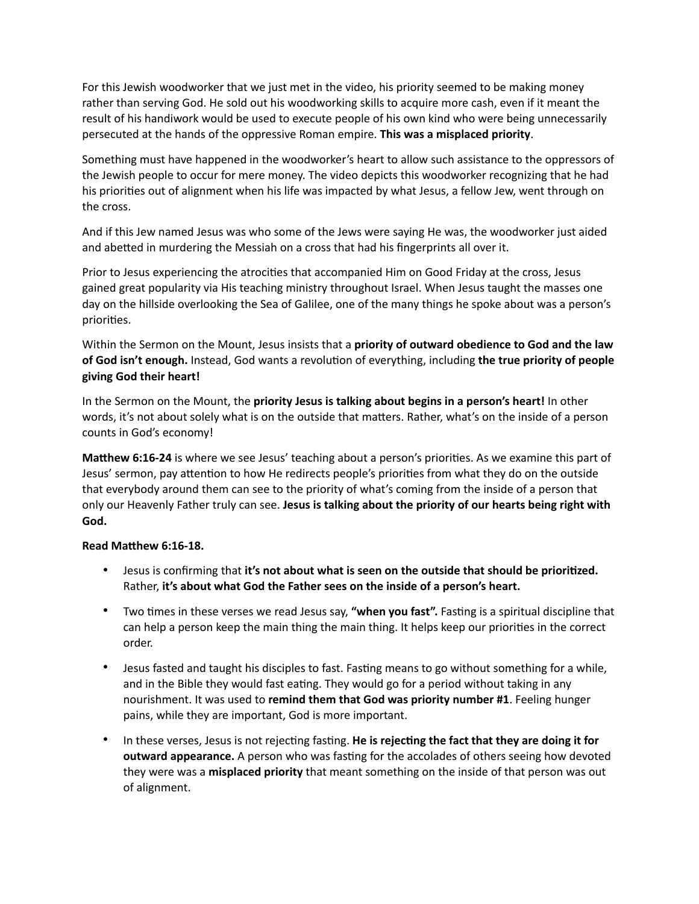For this Jewish woodworker that we just met in the video, his priority seemed to be making money rather than serving God. He sold out his woodworking skills to acquire more cash, even if it meant the result of his handiwork would be used to execute people of his own kind who were being unnecessarily persecuted at the hands of the oppressive Roman empire. **This was a misplaced priority**.

Something must have happened in the woodworker's heart to allow such assistance to the oppressors of the Jewish people to occur for mere money. The video depicts this woodworker recognizing that he had his priorities out of alignment when his life was impacted by what Jesus, a fellow Jew, went through on the cross.

And if this Jew named Jesus was who some of the Jews were saying He was, the woodworker just aided and abetted in murdering the Messiah on a cross that had his fingerprints all over it.

Prior to Jesus experiencing the atrocities that accompanied Him on Good Friday at the cross, Jesus gained great popularity via His teaching ministry throughout Israel. When Jesus taught the masses one day on the hillside overlooking the Sea of Galilee, one of the many things he spoke about was a person's priorities.

Within the Sermon on the Mount, Jesus insists that a **priority of outward obedience to God and the law of God isn't enough.** Instead, God wants a revolution of everything, including **the true priority of people giving God their heart!**

In the Sermon on the Mount, the **priority Jesus is talking about begins in a person's heart!** In other words, it's not about solely what is on the outside that matters. Rather, what's on the inside of a person counts in God's economy!

**Matthew 6:16-24** is where we see Jesus' teaching about a person's priorities. As we examine this part of Jesus' sermon, pay attention to how He redirects people's priorities from what they do on the outside that everybody around them can see to the priority of what's coming from the inside of a person that only our Heavenly Father truly can see. **Jesus is talking about the priority of our hearts being right with God.**

**Read Matthew 6:16-18.**

- Jesus is confirming that **it's not about what is seen on the outside that should be prioritized.** Rather, **it's about what God the Father sees on the inside of a person's heart.**
- Two times in these verses we read Jesus say, **"when you fast".** Fasting is a spiritual discipline that can help a person keep the main thing the main thing. It helps keep our priorities in the correct order.
- Jesus fasted and taught his disciples to fast. Fasting means to go without something for a while, and in the Bible they would fast eating. They would go for a period without taking in any nourishment. It was used to **remind them that God was priority number #1**. Feeling hunger pains, while they are important, God is more important.
- In these verses, Jesus is not rejecting fasting. **He is rejecting the fact that they are doing it for outward appearance.** A person who was fasting for the accolades of others seeing how devoted they were was a **misplaced priority** that meant something on the inside of that person was out of alignment.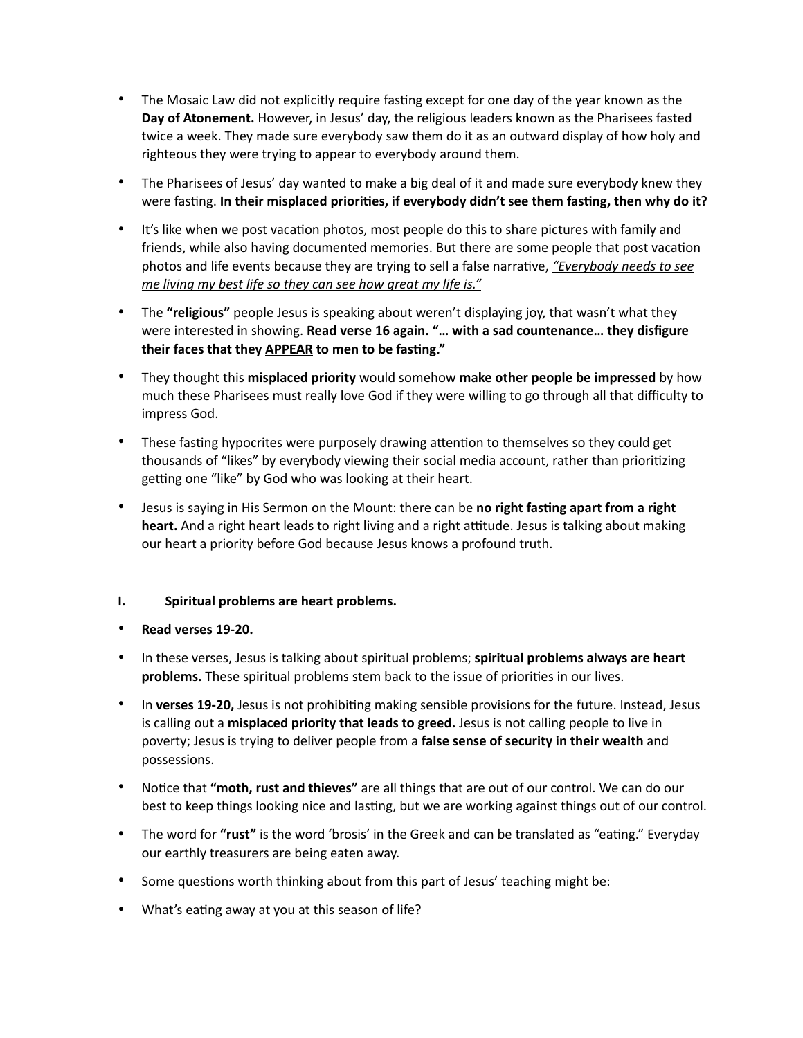- The Mosaic Law did not explicitly require fasting except for one day of the year known as the **Day of Atonement.** However, in Jesus' day, the religious leaders known as the Pharisees fasted twice a week. They made sure everybody saw them do it as an outward display of how holy and righteous they were trying to appear to everybody around them.
- The Pharisees of Jesus' day wanted to make a big deal of it and made sure everybody knew they were fasting. **In their misplaced priorities, if everybody didn't see them fasting, then why do it?**
- It's like when we post vacation photos, most people do this to share pictures with family and friends, while also having documented memories. But there are some people that post vacation photos and life events because they are trying to sell a false narrative, <u>*"Everybody needs to see me living my best life so they can see how great my life is."*</u>
- The **"religious"** people Jesus is speaking about weren't displaying joy, that wasn't what they were interested in showing. **Read verse 16 again. "… with a sad countenance… they disfigure their faces that they <u>APPEAR</u> to men to be fasting."**
- They thought this **misplaced priority** would somehow **make other people be impressed** by how much these Pharisees must really love God if they were willing to go through all that difficulty to impress God.
- These fasting hypocrites were purposely drawing attention to themselves so they could get thousands of "likes" by everybody viewing their social media account, rather than prioritizing getting one "like" by God who was looking at their heart.
- Jesus is saying in His Sermon on the Mount: there can be **no right fasting apart from a right heart.** And a right heart leads to right living and a right attitude. Jesus is talking about making our heart a priority before God because Jesus knows a profound truth.

## I. Spiritual problems are heart problems.

- **Read verses 19-20.**
- In these verses, Jesus is talking about spiritual problems; **spiritual problems always are heart problems.** These spiritual problems stem back to the issue of priorities in our lives.
- In **verses 19-20,** Jesus is not prohibiting making sensible provisions for the future. Instead, Jesus is calling out a **misplaced priority that leads to greed.** Jesus is not calling people to live in poverty; Jesus is trying to deliver people from a **false sense of security in their wealth** and possessions.
- Notice that **"moth, rust and thieves"** are all things that are out of our control. We can do our best to keep things looking nice and lasting, but we are working against things out of our control.
- The word for **"rust"** is the word 'brosis' in the Greek and can be translated as "eating." Everyday our earthly treasurers are being eaten away.
- Some questions worth thinking about from this part of Jesus' teaching might be:
- What's eating away at you at this season of life?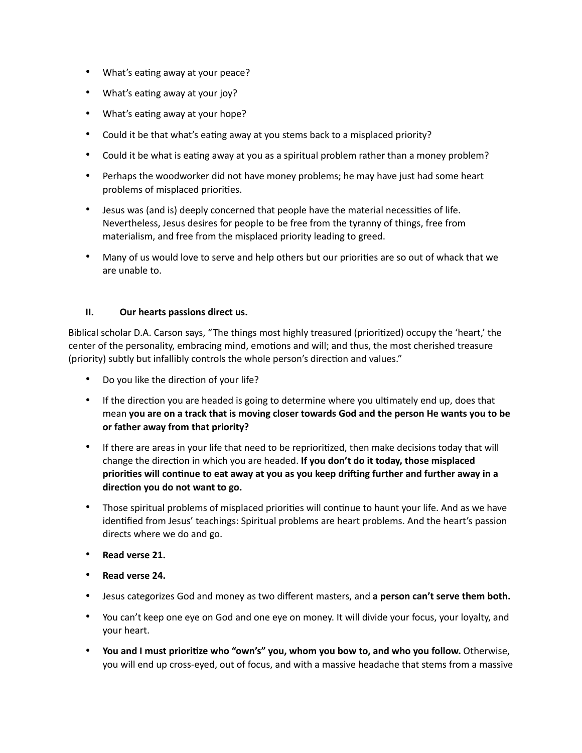- What's eating away at your peace?
- What's eating away at your joy?
- What's eating away at your hope?
- Could it be that what's eating away at you stems back to a misplaced priority?
- Could it be what is eating away at you as a spiritual problem rather than a money problem?
- Perhaps the woodworker did not have money problems; he may have just had some heart problems of misplaced priorities.
- Jesus was (and is) deeply concerned that people have the material necessities of life. Nevertheless, Jesus desires for people to be free from the tyranny of things, free from materialism, and free from the misplaced priority leading to greed.
- Many of us would love to serve and help others but our priorities are so out of whack that we are unable to.

## II. Our hearts passions direct us.

Biblical scholar D.A. Carson says, "The things most highly treasured (prioritized) occupy the 'heart,' the center of the personality, embracing mind, emotions and will; and thus, the most cherished treasure (priority) subtly but infallibly controls the whole person's direction and values."

- Do you like the direction of your life?
- If the direction you are headed is going to determine where you ultimately end up, does that mean **you are on a track that is moving closer towards God and the person He wants you to be or father away from that priority?**
- If there are areas in your life that need to be reprioritized, then make decisions today that will change the direction in which you are headed. **If you don't do it today, those misplaced priorities will continue to eat away at you as you keep drifting further and further away in a direction you do not want to go.**
- Those spiritual problems of misplaced priorities will continue to haunt your life. And as we have identified from Jesus' teachings: Spiritual problems are heart problems. And the heart's passion directs where we do and go.
- **Read verse 21.**
- **Read verse 24.**
- Jesus categorizes God and money as two different masters, and **a person can't serve them both.**
- You can't keep one eye on God and one eye on money. It will divide your focus, your loyalty, and your heart.
- **You and I must prioritize who "own's" you, whom you bow to, and who you follow.** Otherwise, you will end up cross-eyed, out of focus, and with a massive headache that stems from a massive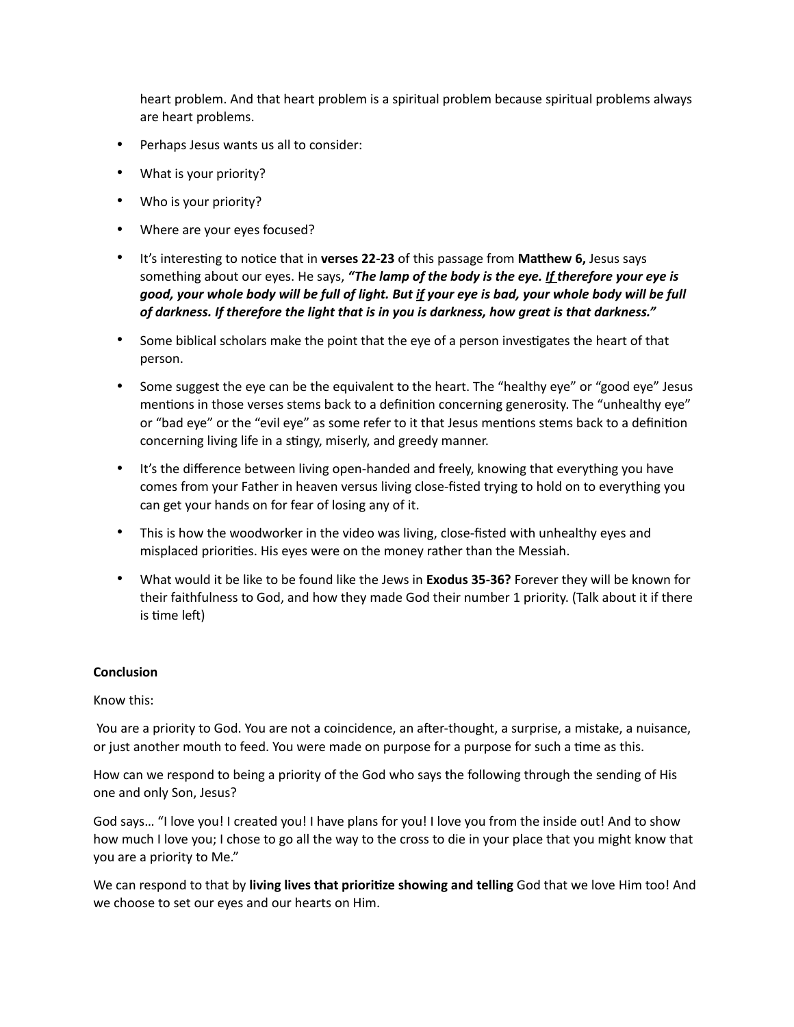heart problem. And that heart problem is a spiritual problem because spiritual problems always are heart problems.

- Perhaps Jesus wants us all to consider:
- What is your priority?
- Who is your priority?
- Where are your eyes focused?
- It's interesting to notice that in **verses 22-23** of this passage from **Matthew 6,** Jesus says something about our eyes. He says, ***"The lamp of the body is the eye. <u>If</u> therefore your eye is good, your whole body will be full of light. But <u>if</u> your eye is bad, your whole body will be full of darkness. If therefore the light that is in you is darkness, how great is that darkness."***
- Some biblical scholars make the point that the eye of a person investigates the heart of that person.
- Some suggest the eye can be the equivalent to the heart. The "healthy eye" or "good eye" Jesus mentions in those verses stems back to a definition concerning generosity. The "unhealthy eye" or "bad eye" or the "evil eye" as some refer to it that Jesus mentions stems back to a definition concerning living life in a stingy, miserly, and greedy manner.
- It's the difference between living open-handed and freely, knowing that everything you have comes from your Father in heaven versus living close-fisted trying to hold on to everything you can get your hands on for fear of losing any of it.
- This is how the woodworker in the video was living, close-fisted with unhealthy eyes and misplaced priorities. His eyes were on the money rather than the Messiah.
- What would it be like to be found like the Jews in **Exodus 35-36?** Forever they will be known for their faithfulness to God, and how they made God their number 1 priority. (Talk about it if there is time left)

**Conclusion**

Know this:

You are a priority to God. You are not a coincidence, an after-thought, a surprise, a mistake, a nuisance, or just another mouth to feed. You were made on purpose for a purpose for such a time as this.

How can we respond to being a priority of the God who says the following through the sending of His one and only Son, Jesus?

God says… "I love you! I created you! I have plans for you! I love you from the inside out! And to show how much I love you; I chose to go all the way to the cross to die in your place that you might know that you are a priority to Me."

We can respond to that by **living lives that prioritize showing and telling** God that we love Him too! And we choose to set our eyes and our hearts on Him.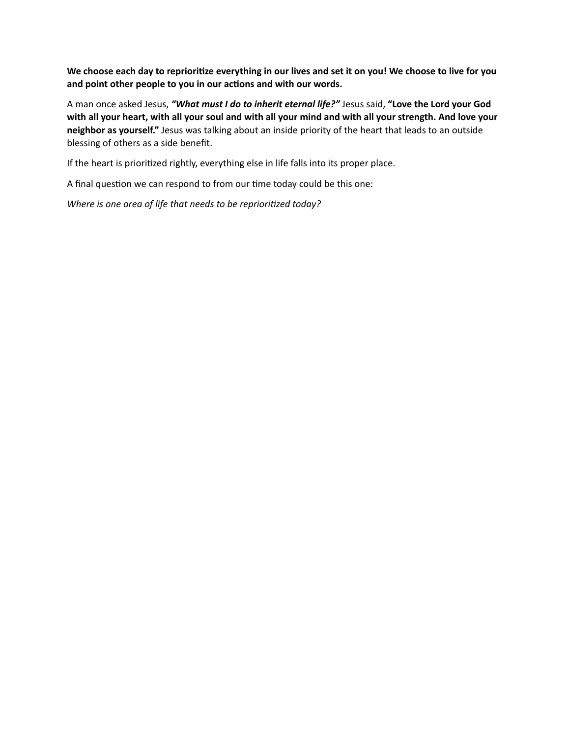**We choose each day to reprioritize everything in our lives and set it on you! We choose to live for you and point other people to you in our actions and with our words.**

A man once asked Jesus, ***"What must I do to inherit eternal life?"*** Jesus said, **"Love the Lord your God with all your heart, with all your soul and with all your mind and with all your strength. And love your neighbor as yourself."** Jesus was talking about an inside priority of the heart that leads to an outside blessing of others as a side benefit.

If the heart is prioritized rightly, everything else in life falls into its proper place.

A final question we can respond to from our time today could be this one:

*Where is one area of life that needs to be reprioritized today?*